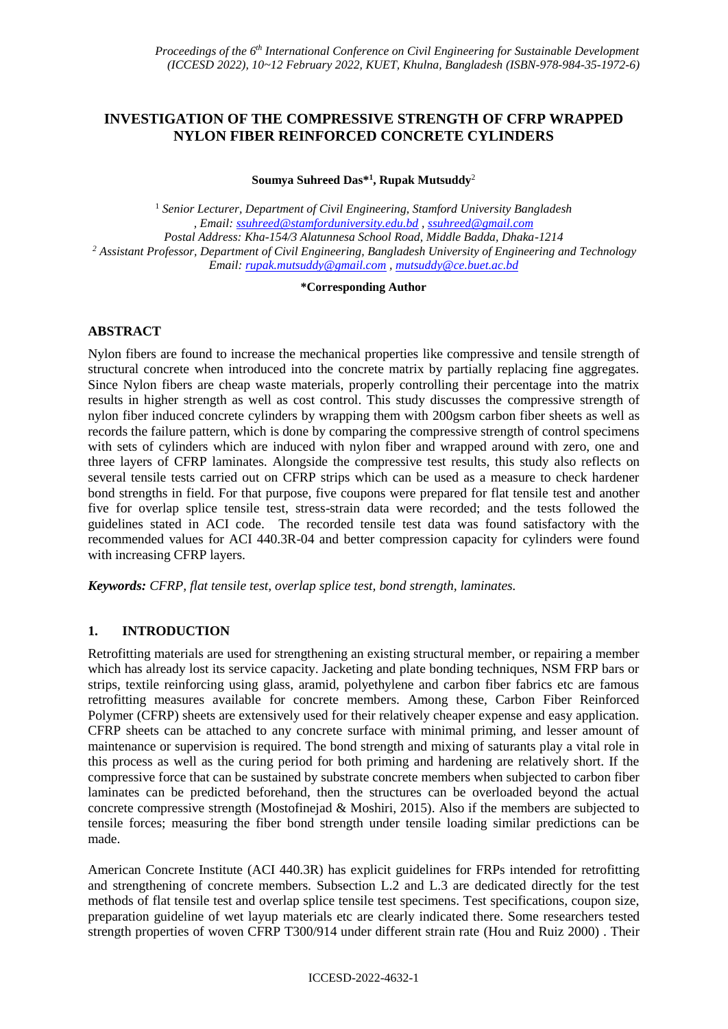# INVESTIGATION OF THE COMPRESSIVE STRENGTH OF CFRP WRAPPED NYLON FIBER REINFORCED CONCRETE CYLINDERS

**Soumya Suhreed Das*[1], Rupak Mutsuddy[2]**

[1] *Senior Lecturer, Department of Civil Engineering, Stamford University Bangladesh, Email: ssuhreed@stamforduniversity.edu.bd , ssuhreed@gmail.com*
*Postal Address: Kha-154/3 Alatunnesa School Road, Middle Badda, Dhaka-1214*
[2] *Assistant Professor, Department of Civil Engineering, Bangladesh University of Engineering and Technology Email: rupak.mutsuddy@gmail.com , mutsuddy@ce.buet.ac.bd*

**\*Corresponding Author**

## ABSTRACT

Nylon fibers are found to increase the mechanical properties like compressive and tensile strength of structural concrete when introduced into the concrete matrix by partially replacing fine aggregates. Since Nylon fibers are cheap waste materials, properly controlling their percentage into the matrix results in higher strength as well as cost control. This study discusses the compressive strength of nylon fiber induced concrete cylinders by wrapping them with 200gsm carbon fiber sheets as well as records the failure pattern, which is done by comparing the compressive strength of control specimens with sets of cylinders which are induced with nylon fiber and wrapped around with zero, one and three layers of CFRP laminates. Alongside the compressive test results, this study also reflects on several tensile tests carried out on CFRP strips which can be used as a measure to check hardener bond strengths in field. For that purpose, five coupons were prepared for flat tensile test and another five for overlap splice tensile test, stress-strain data were recorded; and the tests followed the guidelines stated in ACI code. The recorded tensile test data was found satisfactory with the recommended values for ACI 440.3R-04 and better compression capacity for cylinders were found with increasing CFRP layers.

***Keywords:** CFRP, flat tensile test, overlap splice test, bond strength, laminates.*

## 1. INTRODUCTION

Retrofitting materials are used for strengthening an existing structural member, or repairing a member which has already lost its service capacity. Jacketing and plate bonding techniques, NSM FRP bars or strips, textile reinforcing using glass, aramid, polyethylene and carbon fiber fabrics etc are famous retrofitting measures available for concrete members. Among these, Carbon Fiber Reinforced Polymer (CFRP) sheets are extensively used for their relatively cheaper expense and easy application. CFRP sheets can be attached to any concrete surface with minimal priming, and lesser amount of maintenance or supervision is required. The bond strength and mixing of saturants play a vital role in this process as well as the curing period for both priming and hardening are relatively short. If the compressive force that can be sustained by substrate concrete members when subjected to carbon fiber laminates can be predicted beforehand, then the structures can be overloaded beyond the actual concrete compressive strength (Mostofinejad & Moshiri, 2015). Also if the members are subjected to tensile forces; measuring the fiber bond strength under tensile loading similar predictions can be made.

American Concrete Institute (ACI 440.3R) has explicit guidelines for FRPs intended for retrofitting and strengthening of concrete members. Subsection L.2 and L.3 are dedicated directly for the test methods of flat tensile test and overlap splice tensile test specimens. Test specifications, coupon size, preparation guideline of wet layup materials etc are clearly indicated there. Some researchers tested strength properties of woven CFRP T300/914 under different strain rate (Hou and Ruiz 2000) . Their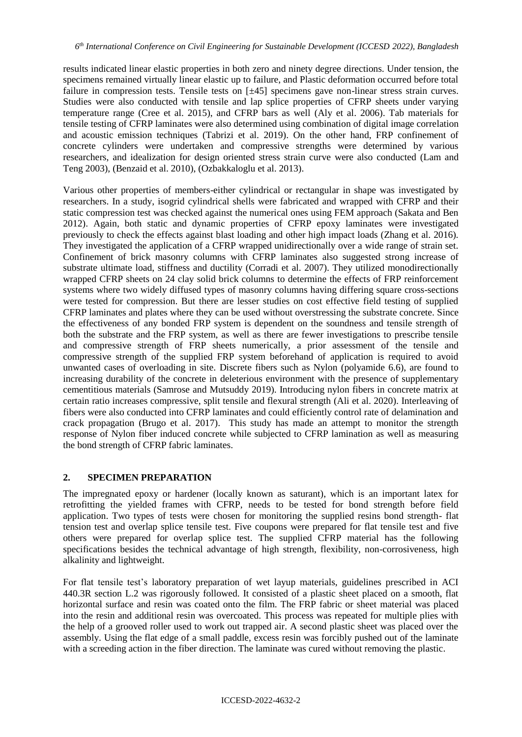results indicated linear elastic properties in both zero and ninety degree directions. Under tension, the specimens remained virtually linear elastic up to failure, and Plastic deformation occurred before total failure in compression tests. Tensile tests on [±45] specimens gave non-linear stress strain curves. Studies were also conducted with tensile and lap splice properties of CFRP sheets under varying temperature range (Cree et al. 2015), and CFRP bars as well (Aly et al. 2006). Tab materials for tensile testing of CFRP laminates were also determined using combination of digital image correlation and acoustic emission techniques (Tabrizi et al. 2019). On the other hand, FRP confinement of concrete cylinders were undertaken and compressive strengths were determined by various researchers, and idealization for design oriented stress strain curve were also conducted (Lam and Teng 2003), (Benzaid et al. 2010), (Ozbakkaloglu et al. 2013).

Various other properties of members-either cylindrical or rectangular in shape was investigated by researchers. In a study, isogrid cylindrical shells were fabricated and wrapped with CFRP and their static compression test was checked against the numerical ones using FEM approach (Sakata and Ben 2012). Again, both static and dynamic properties of CFRP epoxy laminates were investigated previously to check the effects against blast loading and other high impact loads (Zhang et al. 2016). They investigated the application of a CFRP wrapped unidirectionally over a wide range of strain set. Confinement of brick masonry columns with CFRP laminates also suggested strong increase of substrate ultimate load, stiffness and ductility (Corradi et al. 2007). They utilized monodirectionally wrapped CFRP sheets on 24 clay solid brick columns to determine the effects of FRP reinforcement systems where two widely diffused types of masonry columns having differing square cross-sections were tested for compression. But there are lesser studies on cost effective field testing of supplied CFRP laminates and plates where they can be used without overstressing the substrate concrete. Since the effectiveness of any bonded FRP system is dependent on the soundness and tensile strength of both the substrate and the FRP system, as well as there are fewer investigations to prescribe tensile and compressive strength of FRP sheets numerically, a prior assessment of the tensile and compressive strength of the supplied FRP system beforehand of application is required to avoid unwanted cases of overloading in site. Discrete fibers such as Nylon (polyamide 6.6), are found to increasing durability of the concrete in deleterious environment with the presence of supplementary cementitious materials (Samrose and Mutsuddy 2019). Introducing nylon fibers in concrete matrix at certain ratio increases compressive, split tensile and flexural strength (Ali et al. 2020). Interleaving of fibers were also conducted into CFRP laminates and could efficiently control rate of delamination and crack propagation (Brugo et al. 2017). This study has made an attempt to monitor the strength response of Nylon fiber induced concrete while subjected to CFRP lamination as well as measuring the bond strength of CFRP fabric laminates.

## 2. SPECIMEN PREPARATION

The impregnated epoxy or hardener (locally known as saturant), which is an important latex for retrofitting the yielded frames with CFRP, needs to be tested for bond strength before field application. Two types of tests were chosen for monitoring the supplied resins bond strength- flat tension test and overlap splice tensile test. Five coupons were prepared for flat tensile test and five others were prepared for overlap splice test. The supplied CFRP material has the following specifications besides the technical advantage of high strength, flexibility, non-corrosiveness, high alkalinity and lightweight.

For flat tensile test's laboratory preparation of wet layup materials, guidelines prescribed in ACI 440.3R section L.2 was rigorously followed. It consisted of a plastic sheet placed on a smooth, flat horizontal surface and resin was coated onto the film. The FRP fabric or sheet material was placed into the resin and additional resin was overcoated. This process was repeated for multiple plies with the help of a grooved roller used to work out trapped air. A second plastic sheet was placed over the assembly. Using the flat edge of a small paddle, excess resin was forcibly pushed out of the laminate with a screeding action in the fiber direction. The laminate was cured without removing the plastic.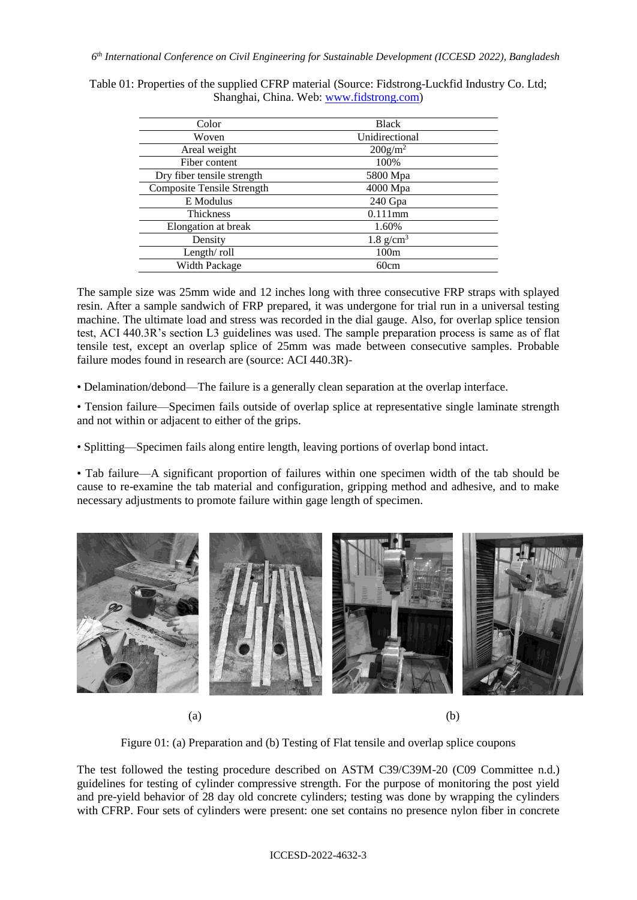Table 01: Properties of the supplied CFRP material (Source: Fidstrong-Luckfid Industry Co. Ltd; Shanghai, China. Web: www.fidstrong.com)

| Color | Black |
|---|---|
| Woven | Unidirectional |
| Areal weight | $200g/m^2$ |
| Fiber content | 100% |
| Dry fiber tensile strength | 5800 Mpa |
| Composite Tensile Strength | 4000 Mpa |
| E Modulus | 240 Gpa |
| Thickness | 0.111mm |
| Elongation at break | 1.60% |
| Density | $1.8\ g/cm^3$ |
| Length/ roll | 100m |
| Width Package | 60cm |

The sample size was 25mm wide and 12 inches long with three consecutive FRP straps with splayed resin. After a sample sandwich of FRP prepared, it was undergone for trial run in a universal testing machine. The ultimate load and stress was recorded in the dial gauge. Also, for overlap splice tension test, ACI 440.3R's section L3 guidelines was used. The sample preparation process is same as of flat tensile test, except an overlap splice of 25mm was made between consecutive samples. Probable failure modes found in research are (source: ACI 440.3R)-

- Delamination/debond—The failure is a generally clean separation at the overlap interface.
- Tension failure—Specimen fails outside of overlap splice at representative single laminate strength and not within or adjacent to either of the grips.
- Splitting—Specimen fails along entire length, leaving portions of overlap bond intact.
- Tab failure—A significant proportion of failures within one specimen width of the tab should be cause to re-examine the tab material and configuration, gripping method and adhesive, and to make necessary adjustments to promote failure within gage length of specimen.

(a) (b)

Figure 01: (a) Preparation and (b) Testing of Flat tensile and overlap splice coupons

The test followed the testing procedure described on ASTM C39/C39M-20 (C09 Committee n.d.) guidelines for testing of cylinder compressive strength. For the purpose of monitoring the post yield and pre-yield behavior of 28 day old concrete cylinders; testing was done by wrapping the cylinders with CFRP. Four sets of cylinders were present: one set contains no presence nylon fiber in concrete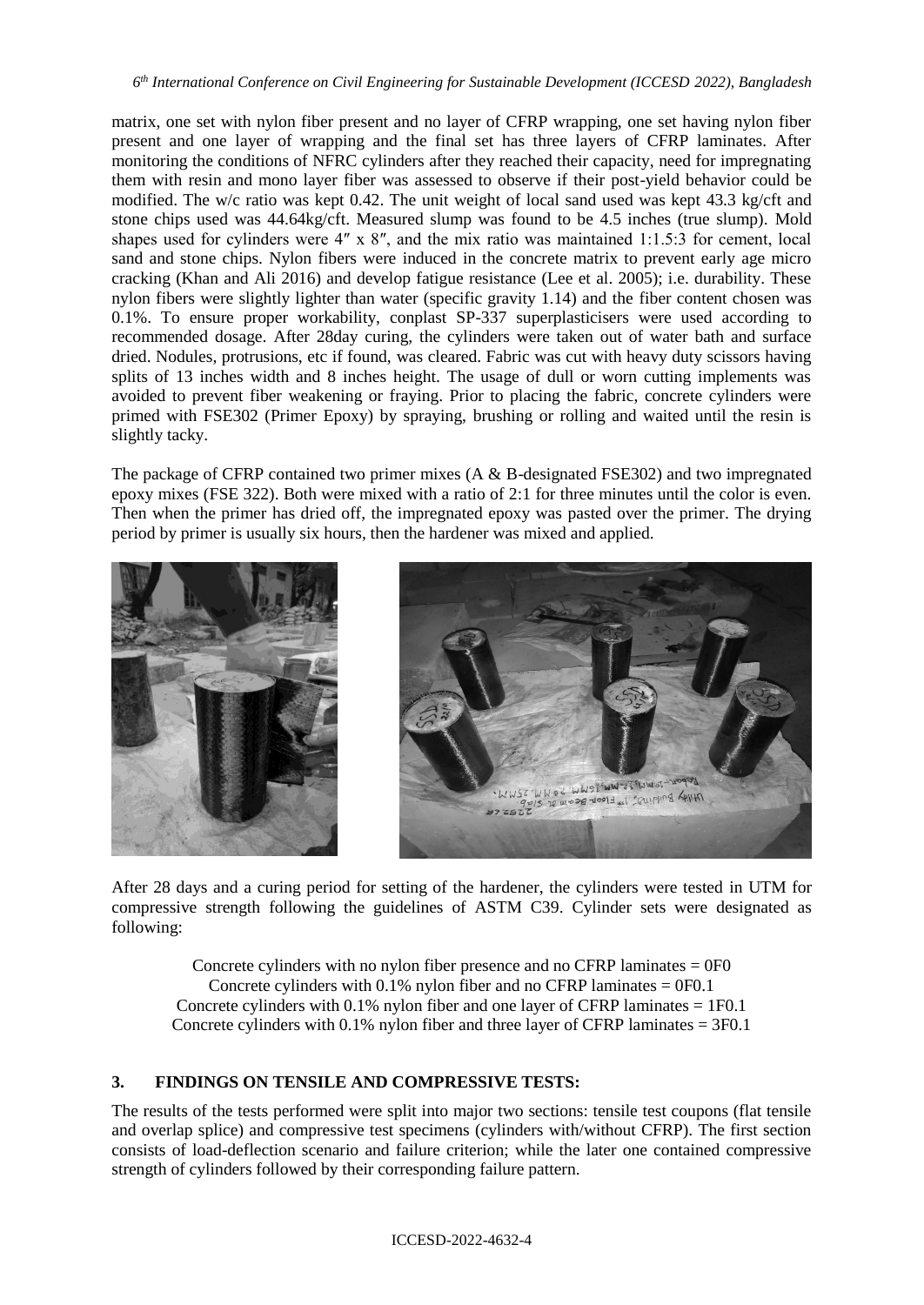matrix, one set with nylon fiber present and no layer of CFRP wrapping, one set having nylon fiber present and one layer of wrapping and the final set has three layers of CFRP laminates. After monitoring the conditions of NFRC cylinders after they reached their capacity, need for impregnating them with resin and mono layer fiber was assessed to observe if their post-yield behavior could be modified. The w/c ratio was kept 0.42. The unit weight of local sand used was kept 43.3 kg/cft and stone chips used was 44.64kg/cft. Measured slump was found to be 4.5 inches (true slump). Mold shapes used for cylinders were 4″ x 8″, and the mix ratio was maintained 1:1.5:3 for cement, local sand and stone chips. Nylon fibers were induced in the concrete matrix to prevent early age micro cracking (Khan and Ali 2016) and develop fatigue resistance (Lee et al. 2005); i.e. durability. These nylon fibers were slightly lighter than water (specific gravity 1.14) and the fiber content chosen was 0.1%. To ensure proper workability, conplast SP-337 superplasticisers were used according to recommended dosage. After 28day curing, the cylinders were taken out of water bath and surface dried. Nodules, protrusions, etc if found, was cleared. Fabric was cut with heavy duty scissors having splits of 13 inches width and 8 inches height. The usage of dull or worn cutting implements was avoided to prevent fiber weakening or fraying. Prior to placing the fabric, concrete cylinders were primed with FSE302 (Primer Epoxy) by spraying, brushing or rolling and waited until the resin is slightly tacky.

The package of CFRP contained two primer mixes (A & B-designated FSE302) and two impregnated epoxy mixes (FSE 322). Both were mixed with a ratio of 2:1 for three minutes until the color is even. Then when the primer has dried off, the impregnated epoxy was pasted over the primer. The drying period by primer is usually six hours, then the hardener was mixed and applied.

After 28 days and a curing period for setting of the hardener, the cylinders were tested in UTM for compressive strength following the guidelines of ASTM C39. Cylinder sets were designated as following:

Concrete cylinders with no nylon fiber presence and no CFRP laminates = 0F0
Concrete cylinders with 0.1% nylon fiber and no CFRP laminates = 0F0.1
Concrete cylinders with 0.1% nylon fiber and one layer of CFRP laminates = 1F0.1
Concrete cylinders with 0.1% nylon fiber and three layer of CFRP laminates = 3F0.1

## 3. FINDINGS ON TENSILE AND COMPRESSIVE TESTS:

The results of the tests performed were split into major two sections: tensile test coupons (flat tensile and overlap splice) and compressive test specimens (cylinders with/without CFRP). The first section consists of load-deflection scenario and failure criterion; while the later one contained compressive strength of cylinders followed by their corresponding failure pattern.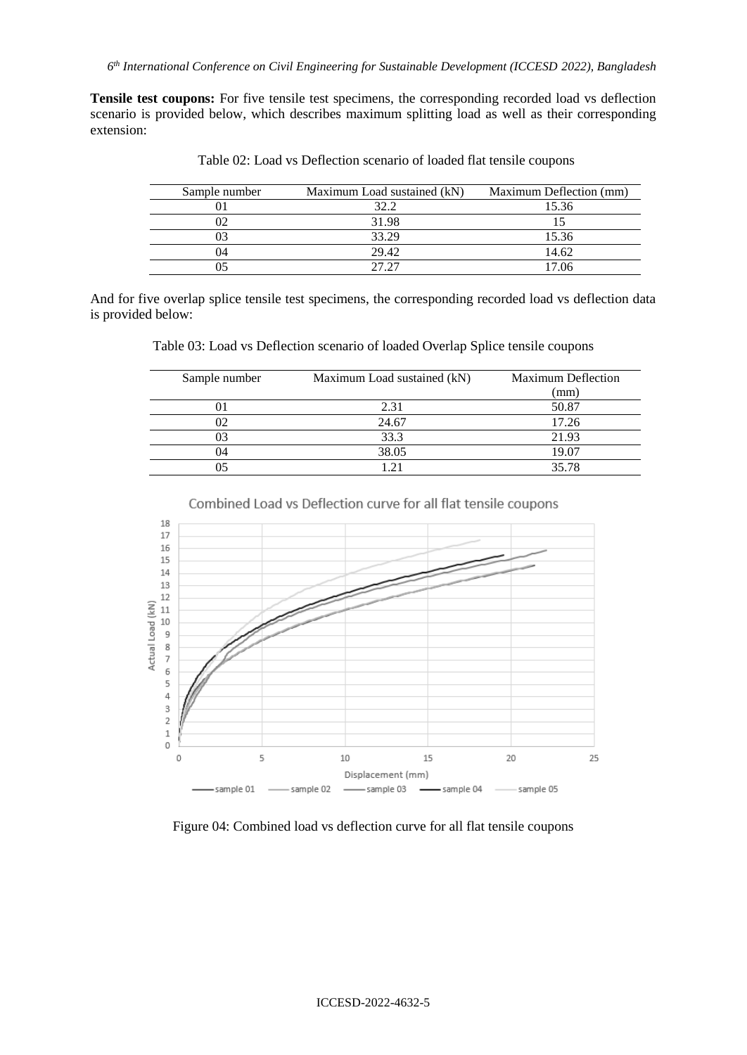**Tensile test coupons:** For five tensile test specimens, the corresponding recorded load vs deflection scenario is provided below, which describes maximum splitting load as well as their corresponding extension:

Table 02: Load vs Deflection scenario of loaded flat tensile coupons

| Sample number | Maximum Load sustained (kN) | Maximum Deflection (mm) |
|---|---|---|
| 01 | 32.2 | 15.36 |
| 02 | 31.98 | 15 |
| 03 | 33.29 | 15.36 |
| 04 | 29.42 | 14.62 |
| 05 | 27.27 | 17.06 |

And for five overlap splice tensile test specimens, the corresponding recorded load vs deflection data is provided below:

Table 03: Load vs Deflection scenario of loaded Overlap Splice tensile coupons

| Sample number | Maximum Load sustained (kN) | Maximum Deflection (mm) |
|---|---|---|
| 01 | 2.31 | 50.87 |
| 02 | 24.67 | 17.26 |
| 03 | 33.3 | 21.93 |
| 04 | 38.05 | 19.07 |
| 05 | 1.21 | 35.78 |

Figure 04: Combined load vs deflection curve for all flat tensile coupons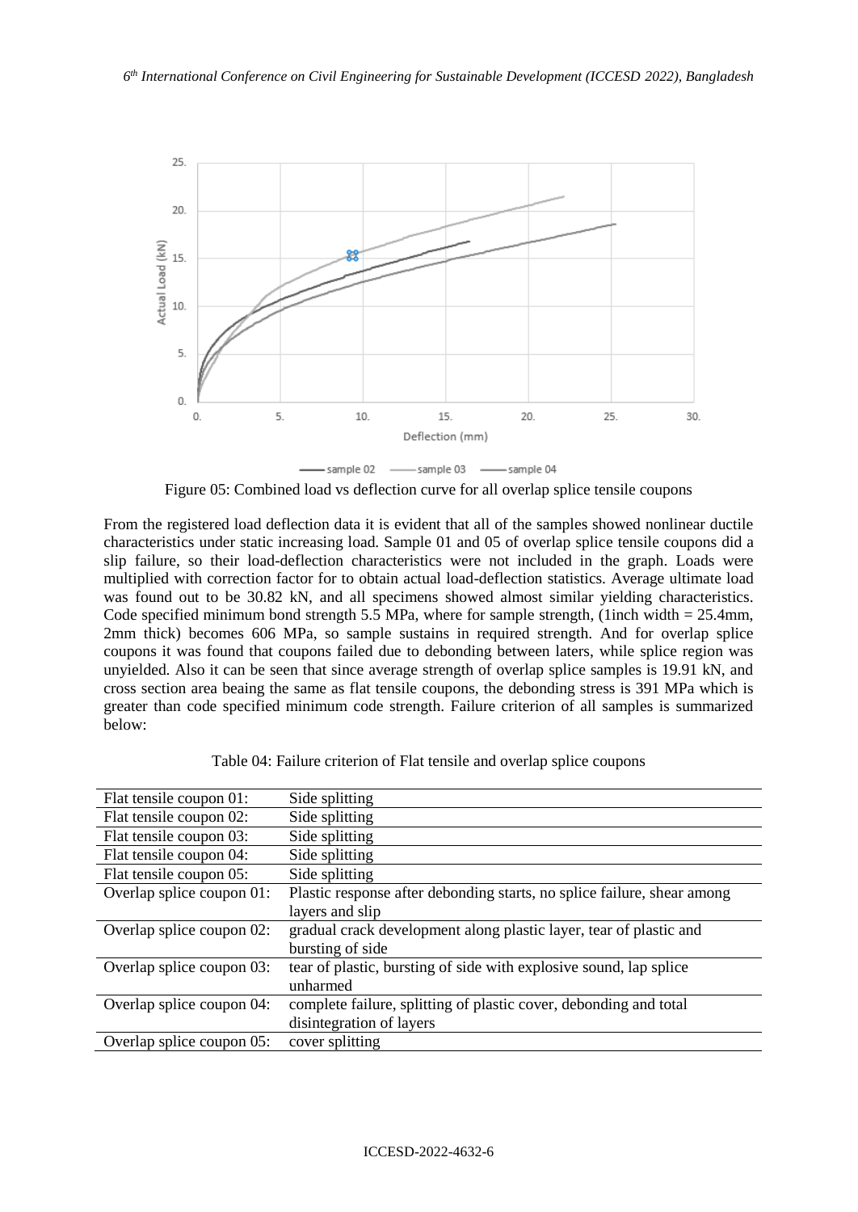Figure 05: Combined load vs deflection curve for all overlap splice tensile coupons

From the registered load deflection data it is evident that all of the samples showed nonlinear ductile characteristics under static increasing load. Sample 01 and 05 of overlap splice tensile coupons did a slip failure, so their load-deflection characteristics were not included in the graph. Loads were multiplied with correction factor for to obtain actual load-deflection statistics. Average ultimate load was found out to be 30.82 kN, and all specimens showed almost similar yielding characteristics. Code specified minimum bond strength 5.5 MPa, where for sample strength, (1inch width = 25.4mm, 2mm thick) becomes 606 MPa, so sample sustains in required strength. And for overlap splice coupons it was found that coupons failed due to debonding between laters, while splice region was unyielded. Also it can be seen that since average strength of overlap splice samples is 19.91 kN, and cross section area beaing the same as flat tensile coupons, the debonding stress is 391 MPa which is greater than code specified minimum code strength. Failure criterion of all samples is summarized below:

Table 04: Failure criterion of Flat tensile and overlap splice coupons

| | |
|---|---|
| Flat tensile coupon 01: | Side splitting |
| Flat tensile coupon 02: | Side splitting |
| Flat tensile coupon 03: | Side splitting |
| Flat tensile coupon 04: | Side splitting |
| Flat tensile coupon 05: | Side splitting |
| Overlap splice coupon 01: | Plastic response after debonding starts, no splice failure, shear among layers and slip |
| Overlap splice coupon 02: | gradual crack development along plastic layer, tear of plastic and bursting of side |
| Overlap splice coupon 03: | tear of plastic, bursting of side with explosive sound, lap splice unharmed |
| Overlap splice coupon 04: | complete failure, splitting of plastic cover, debonding and total disintegration of layers |
| Overlap splice coupon 05: | cover splitting |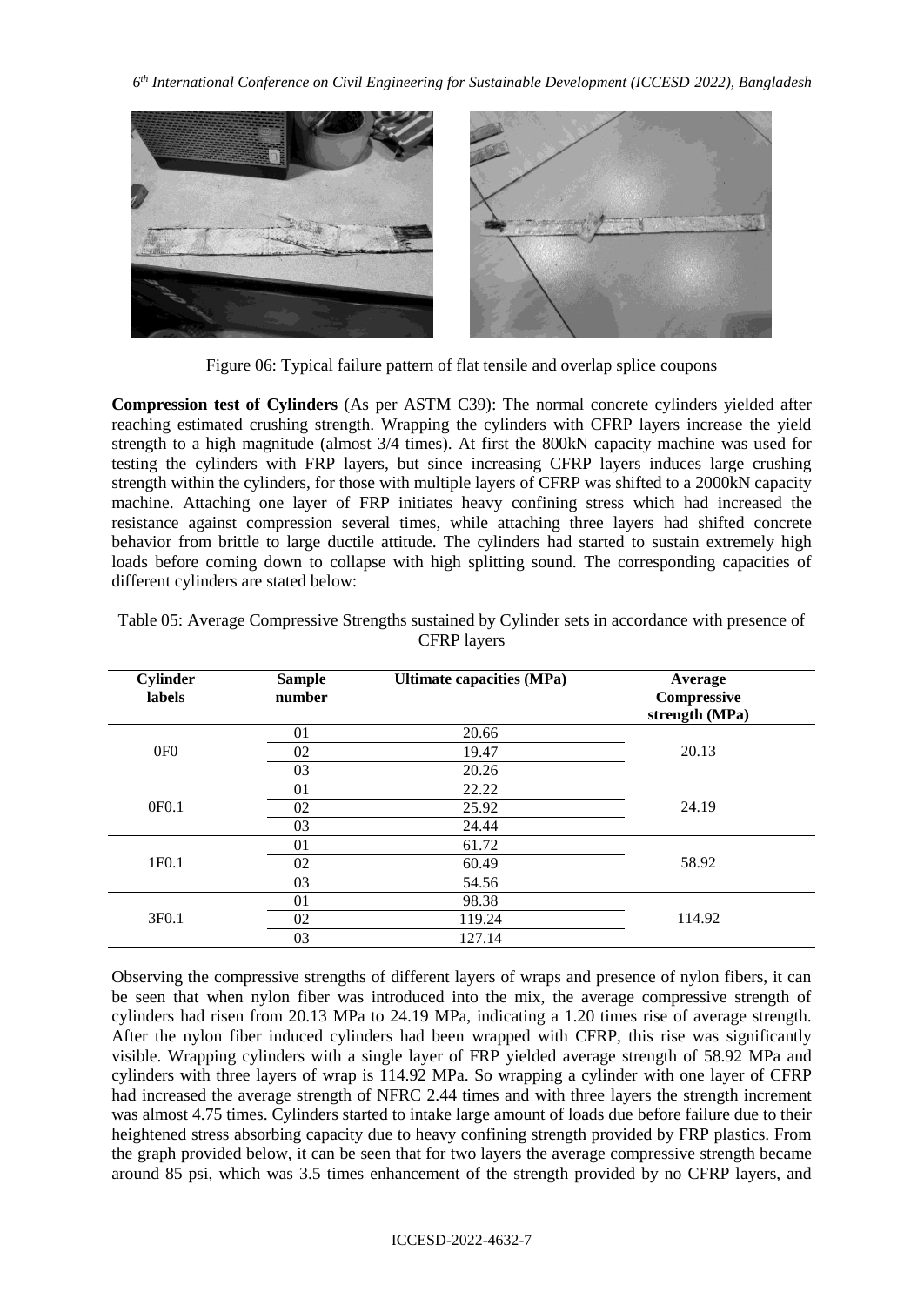Figure 06: Typical failure pattern of flat tensile and overlap splice coupons

**Compression test of Cylinders** (As per ASTM C39): The normal concrete cylinders yielded after reaching estimated crushing strength. Wrapping the cylinders with CFRP layers increase the yield strength to a high magnitude (almost 3/4 times). At first the 800kN capacity machine was used for testing the cylinders with FRP layers, but since increasing CFRP layers induces large crushing strength within the cylinders, for those with multiple layers of CFRP was shifted to a 2000kN capacity machine. Attaching one layer of FRP initiates heavy confining stress which had increased the resistance against compression several times, while attaching three layers had shifted concrete behavior from brittle to large ductile attitude. The cylinders had started to sustain extremely high loads before coming down to collapse with high splitting sound. The corresponding capacities of different cylinders are stated below:

Table 05: Average Compressive Strengths sustained by Cylinder sets in accordance with presence of CFRP layers

| Cylinder labels | Sample number | Ultimate capacities (MPa) | Average Compressive strength (MPa) |
|---|---|---|---|
| 0F0 | 01 | 20.66 | 20.13 |
| | 02 | 19.47 | |
| | 03 | 20.26 | |
| 0F0.1 | 01 | 22.22 | 24.19 |
| | 02 | 25.92 | |
| | 03 | 24.44 | |
| 1F0.1 | 01 | 61.72 | 58.92 |
| | 02 | 60.49 | |
| | 03 | 54.56 | |
| 3F0.1 | 01 | 98.38 | 114.92 |
| | 02 | 119.24 | |
| | 03 | 127.14 | |

Observing the compressive strengths of different layers of wraps and presence of nylon fibers, it can be seen that when nylon fiber was introduced into the mix, the average compressive strength of cylinders had risen from 20.13 MPa to 24.19 MPa, indicating a 1.20 times rise of average strength. After the nylon fiber induced cylinders had been wrapped with CFRP, this rise was significantly visible. Wrapping cylinders with a single layer of FRP yielded average strength of 58.92 MPa and cylinders with three layers of wrap is 114.92 MPa. So wrapping a cylinder with one layer of CFRP had increased the average strength of NFRC 2.44 times and with three layers the strength increment was almost 4.75 times. Cylinders started to intake large amount of loads due before failure due to their heightened stress absorbing capacity due to heavy confining strength provided by FRP plastics. From the graph provided below, it can be seen that for two layers the average compressive strength became around 85 psi, which was 3.5 times enhancement of the strength provided by no CFRP layers, and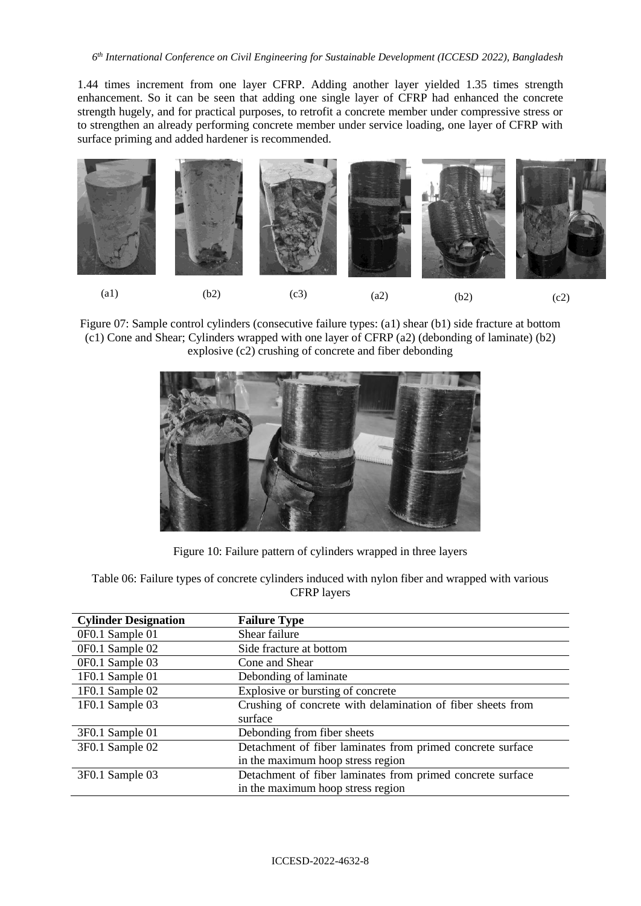1.44 times increment from one layer CFRP. Adding another layer yielded 1.35 times strength enhancement. So it can be seen that adding one single layer of CFRP had enhanced the concrete strength hugely, and for practical purposes, to retrofit a concrete member under compressive stress or to strengthen an already performing concrete member under service loading, one layer of CFRP with surface priming and added hardener is recommended.

(a1) (b2) (c3) (a2) (b2) (c2)

Figure 07: Sample control cylinders (consecutive failure types: (a1) shear (b1) side fracture at bottom (c1) Cone and Shear; Cylinders wrapped with one layer of CFRP (a2) (debonding of laminate) (b2) explosive (c2) crushing of concrete and fiber debonding

Figure 10: Failure pattern of cylinders wrapped in three layers

Table 06: Failure types of concrete cylinders induced with nylon fiber and wrapped with various CFRP layers

| Cylinder Designation | Failure Type |
|---|---|
| 0F0.1 Sample 01 | Shear failure |
| 0F0.1 Sample 02 | Side fracture at bottom |
| 0F0.1 Sample 03 | Cone and Shear |
| 1F0.1 Sample 01 | Debonding of laminate |
| 1F0.1 Sample 02 | Explosive or bursting of concrete |
| 1F0.1 Sample 03 | Crushing of concrete with delamination of fiber sheets from surface |
| 3F0.1 Sample 01 | Debonding from fiber sheets |
| 3F0.1 Sample 02 | Detachment of fiber laminates from primed concrete surface in the maximum hoop stress region |
| 3F0.1 Sample 03 | Detachment of fiber laminates from primed concrete surface in the maximum hoop stress region |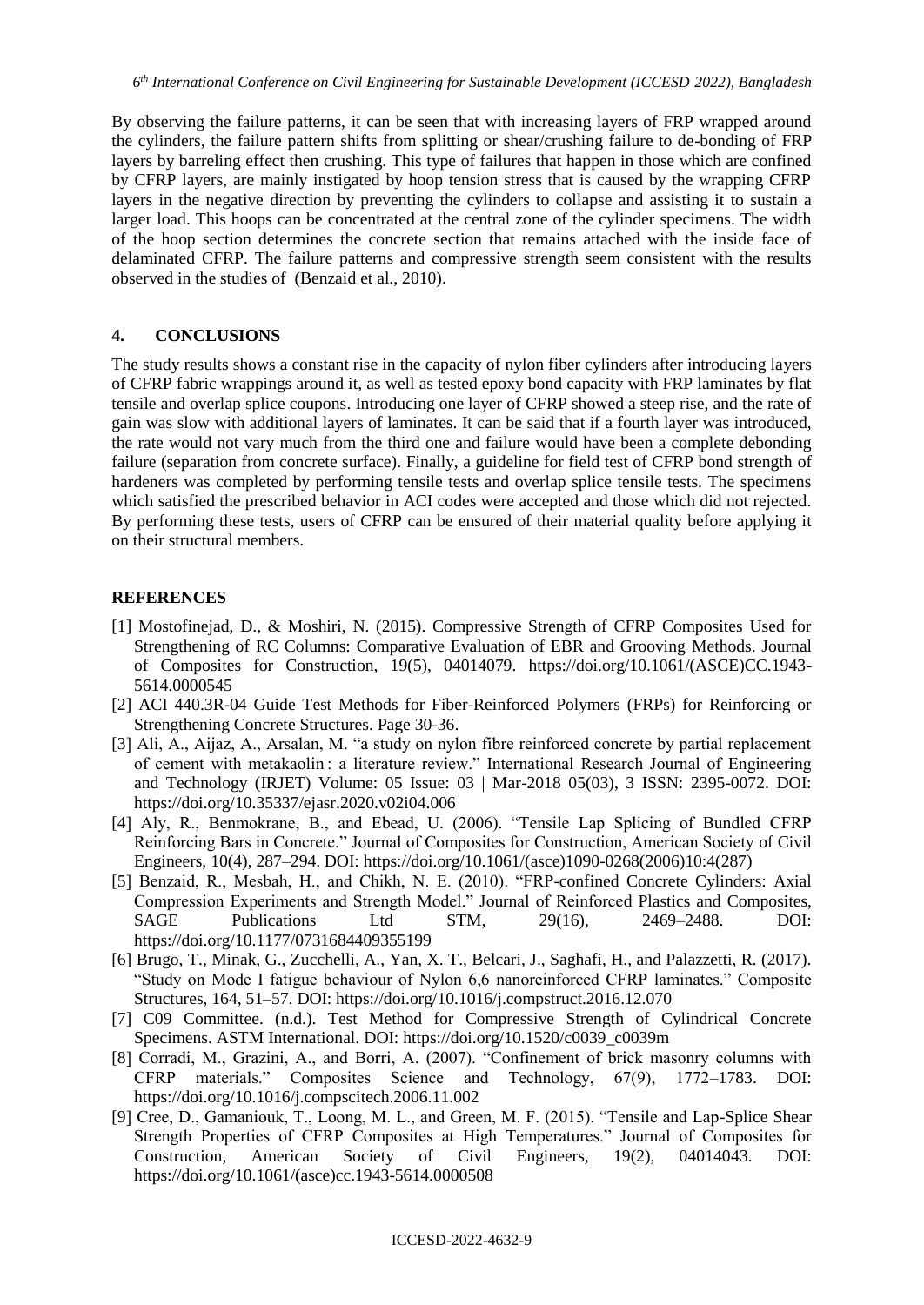By observing the failure patterns, it can be seen that with increasing layers of FRP wrapped around the cylinders, the failure pattern shifts from splitting or shear/crushing failure to de-bonding of FRP layers by barreling effect then crushing. This type of failures that happen in those which are confined by CFRP layers, are mainly instigated by hoop tension stress that is caused by the wrapping CFRP layers in the negative direction by preventing the cylinders to collapse and assisting it to sustain a larger load. This hoops can be concentrated at the central zone of the cylinder specimens. The width of the hoop section determines the concrete section that remains attached with the inside face of delaminated CFRP. The failure patterns and compressive strength seem consistent with the results observed in the studies of (Benzaid et al., 2010).

## 4. CONCLUSIONS

The study results shows a constant rise in the capacity of nylon fiber cylinders after introducing layers of CFRP fabric wrappings around it, as well as tested epoxy bond capacity with FRP laminates by flat tensile and overlap splice coupons. Introducing one layer of CFRP showed a steep rise, and the rate of gain was slow with additional layers of laminates. It can be said that if a fourth layer was introduced, the rate would not vary much from the third one and failure would have been a complete debonding failure (separation from concrete surface). Finally, a guideline for field test of CFRP bond strength of hardeners was completed by performing tensile tests and overlap splice tensile tests. The specimens which satisfied the prescribed behavior in ACI codes were accepted and those which did not rejected. By performing these tests, users of CFRP can be ensured of their material quality before applying it on their structural members.

## REFERENCES

[1] Mostofinejad, D., & Moshiri, N. (2015). Compressive Strength of CFRP Composites Used for Strengthening of RC Columns: Comparative Evaluation of EBR and Grooving Methods. Journal of Composites for Construction, 19(5), 04014079. https://doi.org/10.1061/(ASCE)CC.1943-5614.0000545

[2] ACI 440.3R-04 Guide Test Methods for Fiber-Reinforced Polymers (FRPs) for Reinforcing or Strengthening Concrete Structures. Page 30-36.

[3] Ali, A., Aijaz, A., Arsalan, M. "a study on nylon fibre reinforced concrete by partial replacement of cement with metakaolin : a literature review." International Research Journal of Engineering and Technology (IRJET) Volume: 05 Issue: 03 | Mar-2018 05(03), 3 ISSN: 2395-0072. DOI: https://doi.org/10.35337/ejasr.2020.v02i04.006

[4] Aly, R., Benmokrane, B., and Ebead, U. (2006). "Tensile Lap Splicing of Bundled CFRP Reinforcing Bars in Concrete." Journal of Composites for Construction, American Society of Civil Engineers, 10(4), 287–294. DOI: https://doi.org/10.1061/(asce)1090-0268(2006)10:4(287)

[5] Benzaid, R., Mesbah, H., and Chikh, N. E. (2010). "FRP-confined Concrete Cylinders: Axial Compression Experiments and Strength Model." Journal of Reinforced Plastics and Composites, SAGE Publications Ltd STM, 29(16), 2469–2488. DOI: https://doi.org/10.1177/0731684409355199

[6] Brugo, T., Minak, G., Zucchelli, A., Yan, X. T., Belcari, J., Saghafi, H., and Palazzetti, R. (2017). "Study on Mode I fatigue behaviour of Nylon 6,6 nanoreinforced CFRP laminates." Composite Structures, 164, 51–57. DOI: https://doi.org/10.1016/j.compstruct.2016.12.070

[7] C09 Committee. (n.d.). Test Method for Compressive Strength of Cylindrical Concrete Specimens. ASTM International. DOI: https://doi.org/10.1520/c0039_c0039m

[8] Corradi, M., Grazini, A., and Borri, A. (2007). "Confinement of brick masonry columns with CFRP materials." Composites Science and Technology, 67(9), 1772–1783. DOI: https://doi.org/10.1016/j.compscitech.2006.11.002

[9] Cree, D., Gamaniouk, T., Loong, M. L., and Green, M. F. (2015). "Tensile and Lap-Splice Shear Strength Properties of CFRP Composites at High Temperatures." Journal of Composites for Construction, American Society of Civil Engineers, 19(2), 04014043. DOI: https://doi.org/10.1061/(asce)cc.1943-5614.0000508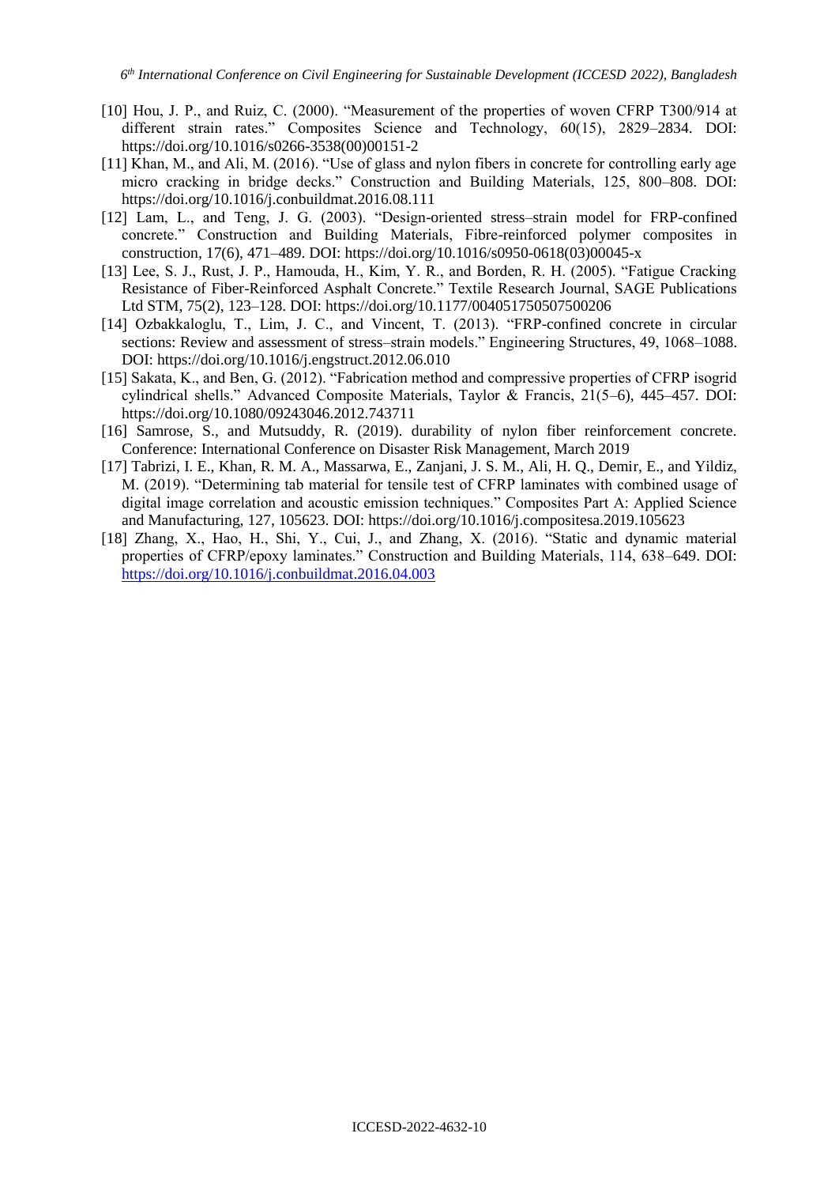[10] Hou, J. P., and Ruiz, C. (2000). "Measurement of the properties of woven CFRP T300/914 at different strain rates." Composites Science and Technology, 60(15), 2829–2834. DOI: https://doi.org/10.1016/s0266-3538(00)00151-2

[11] Khan, M., and Ali, M. (2016). "Use of glass and nylon fibers in concrete for controlling early age micro cracking in bridge decks." Construction and Building Materials, 125, 800–808. DOI: https://doi.org/10.1016/j.conbuildmat.2016.08.111

[12] Lam, L., and Teng, J. G. (2003). "Design-oriented stress–strain model for FRP-confined concrete." Construction and Building Materials, Fibre-reinforced polymer composites in construction, 17(6), 471–489. DOI: https://doi.org/10.1016/s0950-0618(03)00045-x

[13] Lee, S. J., Rust, J. P., Hamouda, H., Kim, Y. R., and Borden, R. H. (2005). "Fatigue Cracking Resistance of Fiber-Reinforced Asphalt Concrete." Textile Research Journal, SAGE Publications Ltd STM, 75(2), 123–128. DOI: https://doi.org/10.1177/004051750507500206

[14] Ozbakkaloglu, T., Lim, J. C., and Vincent, T. (2013). "FRP-confined concrete in circular sections: Review and assessment of stress–strain models." Engineering Structures, 49, 1068–1088. DOI: https://doi.org/10.1016/j.engstruct.2012.06.010

[15] Sakata, K., and Ben, G. (2012). "Fabrication method and compressive properties of CFRP isogrid cylindrical shells." Advanced Composite Materials, Taylor & Francis, 21(5–6), 445–457. DOI: https://doi.org/10.1080/09243046.2012.743711

[16] Samrose, S., and Mutsuddy, R. (2019). durability of nylon fiber reinforcement concrete. Conference: International Conference on Disaster Risk Management, March 2019

[17] Tabrizi, I. E., Khan, R. M. A., Massarwa, E., Zanjani, J. S. M., Ali, H. Q., Demir, E., and Yildiz, M. (2019). "Determining tab material for tensile test of CFRP laminates with combined usage of digital image correlation and acoustic emission techniques." Composites Part A: Applied Science and Manufacturing, 127, 105623. DOI: https://doi.org/10.1016/j.compositesa.2019.105623

[18] Zhang, X., Hao, H., Shi, Y., Cui, J., and Zhang, X. (2016). "Static and dynamic material properties of CFRP/epoxy laminates." Construction and Building Materials, 114, 638–649. DOI: https://doi.org/10.1016/j.conbuildmat.2016.04.003